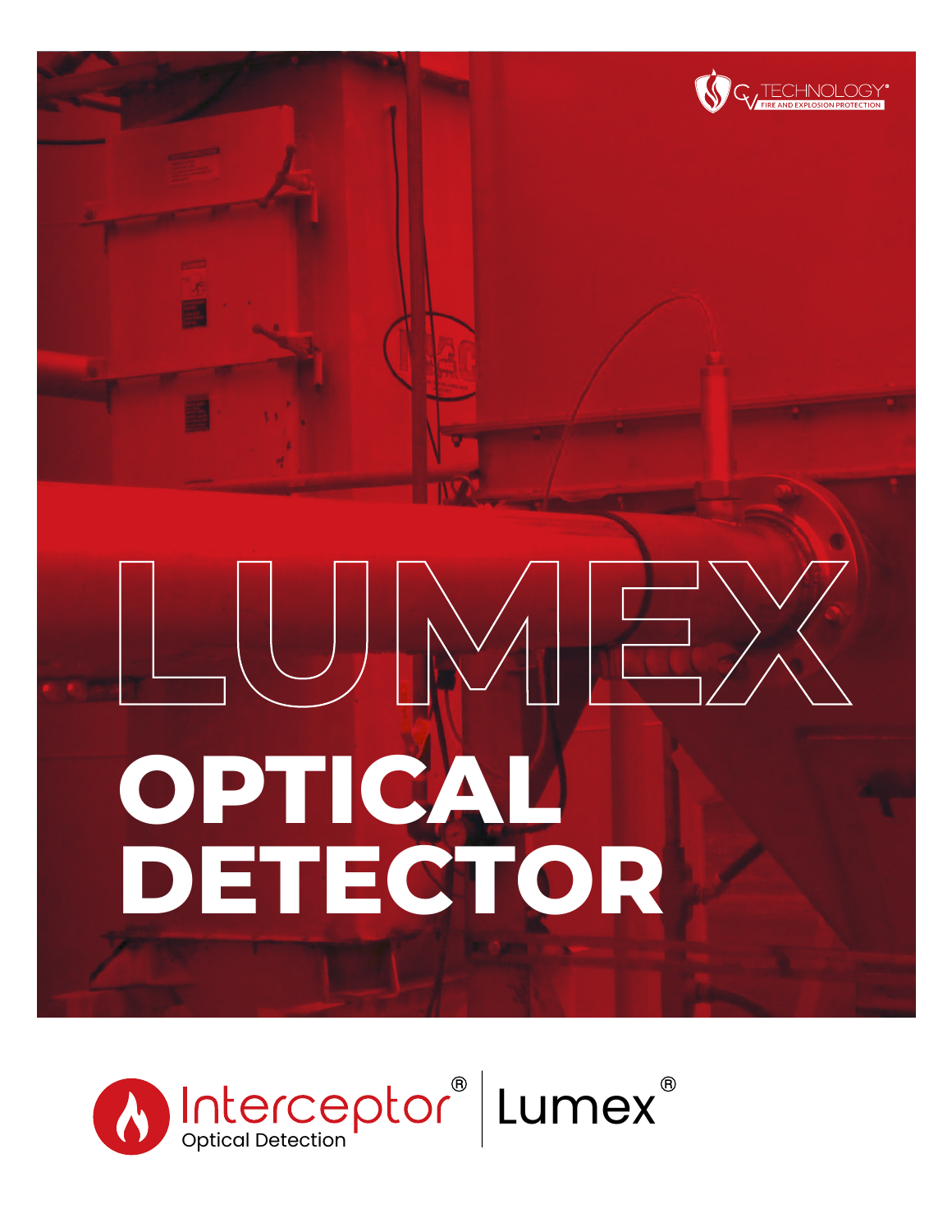CV TECHNOLOGY®
FIRE AND EXPLOSION PROTECTION

# LUMEX

# OPTICAL DETECTOR

Interceptor® Optical Detection | Lumex®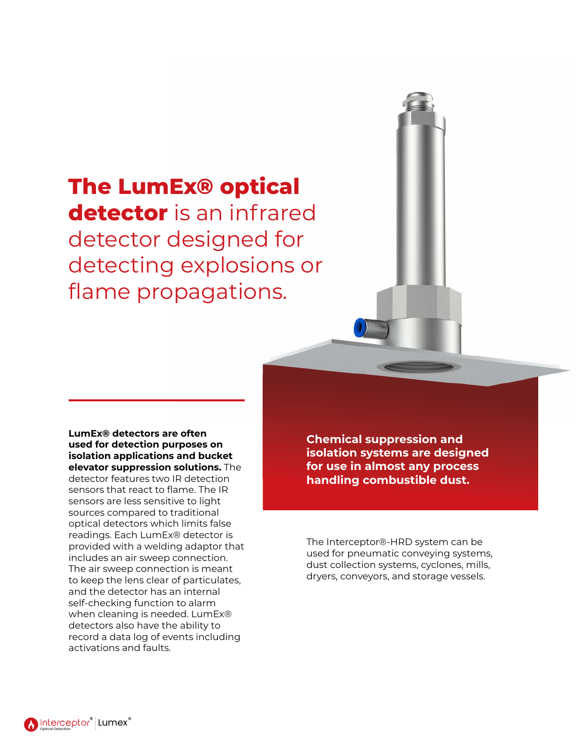# **The LumEx® optical detector** is an infrared detector designed for detecting explosions or flame propagations.

**LumEx® detectors are often used for detection purposes on isolation applications and bucket elevator suppression solutions.** The detector features two IR detection sensors that react to flame. The IR sensors are less sensitive to light sources compared to traditional optical detectors which limits false readings. Each LumEx® detector is provided with a welding adaptor that includes an air sweep connection. The air sweep connection is meant to keep the lens clear of particulates, and the detector has an internal self-checking function to alarm when cleaning is needed. LumEx® detectors also have the ability to record a data log of events including activations and faults.

**Chemical suppression and isolation systems are designed for use in almost any process handling combustible dust.**

The Interceptor®-HRD system can be used for pneumatic conveying systems, dust collection systems, cyclones, mills, dryers, conveyors, and storage vessels.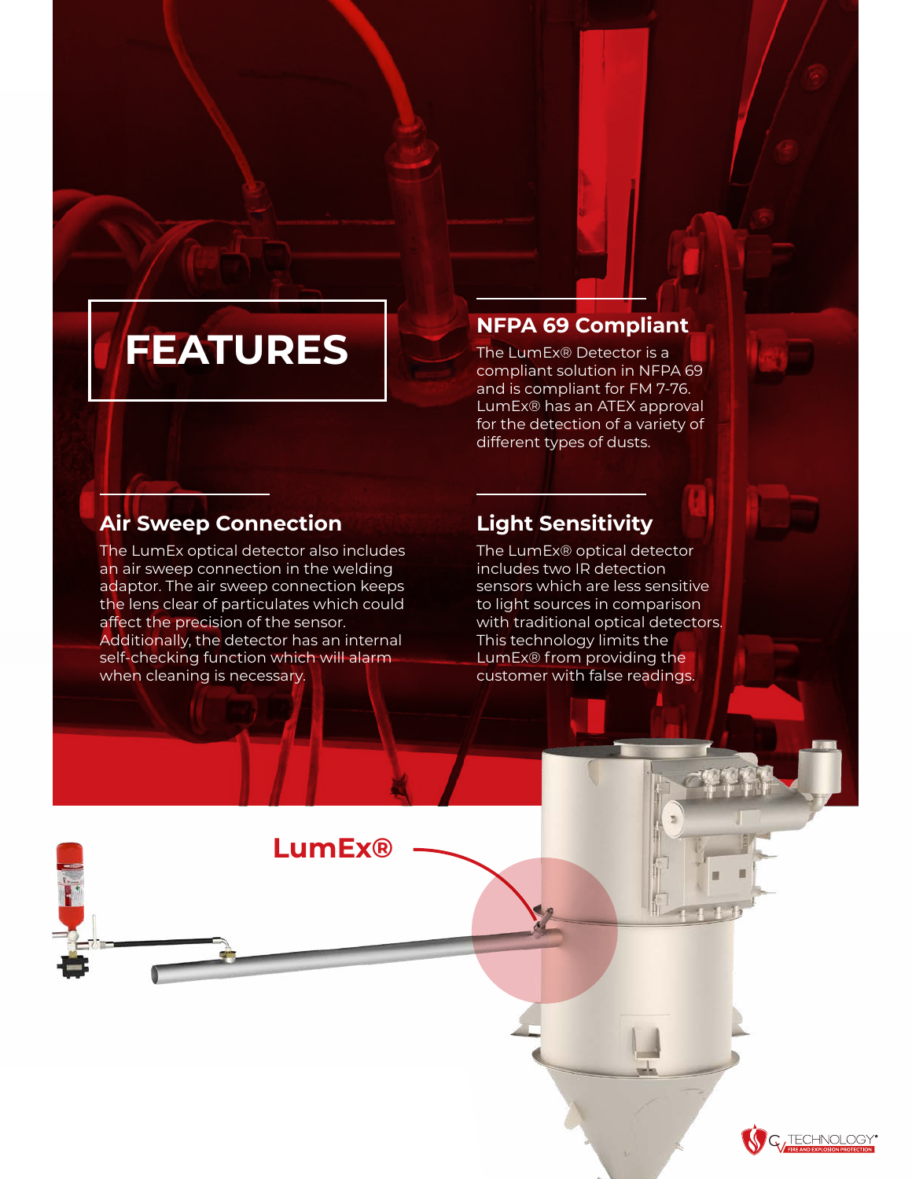# FEATURES

## NFPA 69 Compliant

The LumEx® Detector is a compliant solution in NFPA 69 and is compliant for FM 7-76. LumEx® has an ATEX approval for the detection of a variety of different types of dusts.

## Air Sweep Connection

The LumEx optical detector also includes an air sweep connection in the welding adaptor. The air sweep connection keeps the lens clear of particulates which could affect the precision of the sensor. Additionally, the detector has an internal self-checking function which will alarm when cleaning is necessary.

## Light Sensitivity

The LumEx® optical detector includes two IR detection sensors which are less sensitive to light sources in comparison with traditional optical detectors. This technology limits the LumEx® from providing the customer with false readings.

LumEx®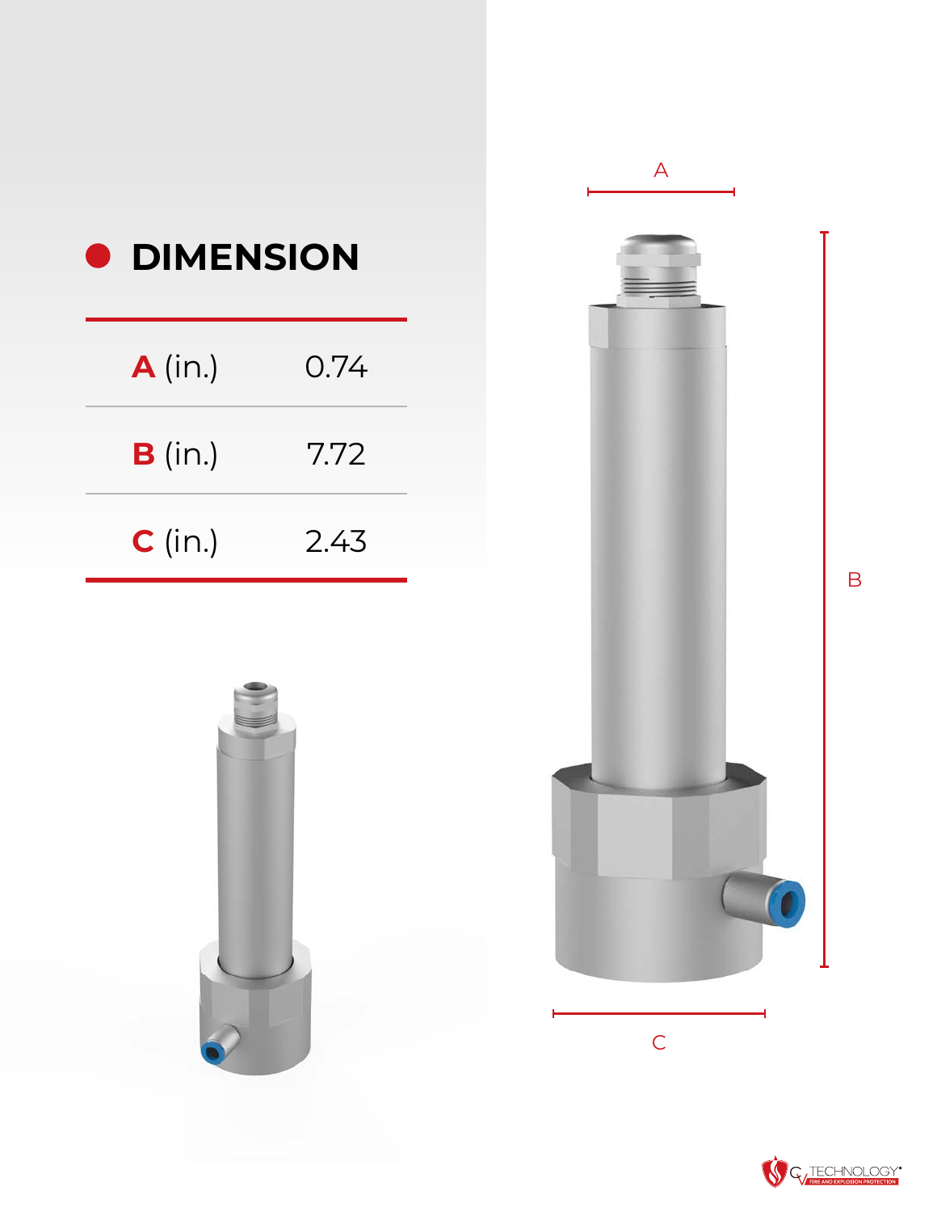## DIMENSION

| | |
|---|---|
| **A** (in.) | 0.74 |
| **B** (in.) | 7.72 |
| **C** (in.) | 2.43 |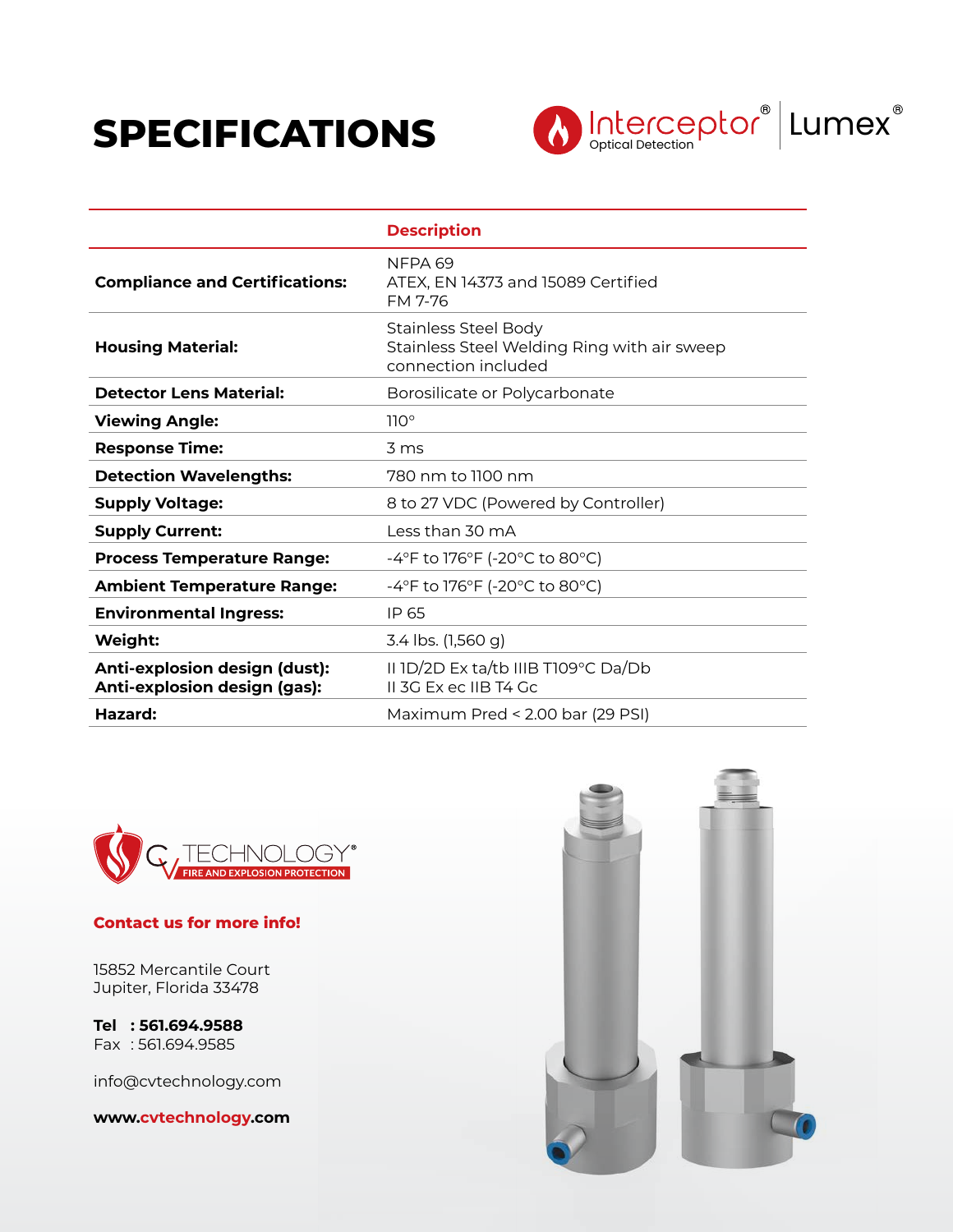# SPECIFICATIONS

Interceptor® Optical Detection | Lumex®

| | Description |
|---|---|
| **Compliance and Certifications:** | NFPA 69<br>ATEX, EN 14373 and 15089 Certified<br>FM 7-76 |
| **Housing Material:** | Stainless Steel Body<br>Stainless Steel Welding Ring with air sweep connection included |
| **Detector Lens Material:** | Borosilicate or Polycarbonate |
| **Viewing Angle:** | 110° |
| **Response Time:** | 3 ms |
| **Detection Wavelengths:** | 780 nm to 1100 nm |
| **Supply Voltage:** | 8 to 27 VDC (Powered by Controller) |
| **Supply Current:** | Less than 30 mA |
| **Process Temperature Range:** | -4°F to 176°F (-20°C to 80°C) |
| **Ambient Temperature Range:** | -4°F to 176°F (-20°C to 80°C) |
| **Environmental Ingress:** | IP 65 |
| **Weight:** | 3.4 lbs. (1,560 g) |
| **Anti-explosion design (dust):**<br>**Anti-explosion design (gas):** | II 1D/2D Ex ta/tb IIIB T109°C Da/Db<br>II 3G Ex ec IIB T4 Gc |
| **Hazard:** | Maximum Pred < 2.00 bar (29 PSI) |

CV TECHNOLOGY®
FIRE AND EXPLOSION PROTECTION

**Contact us for more info!**

15852 Mercantile Court
Jupiter, Florida 33478

**Tel : 561.694.9588**
Fax : 561.694.9585

info@cvtechnology.com

**www.cvtechnology.com**